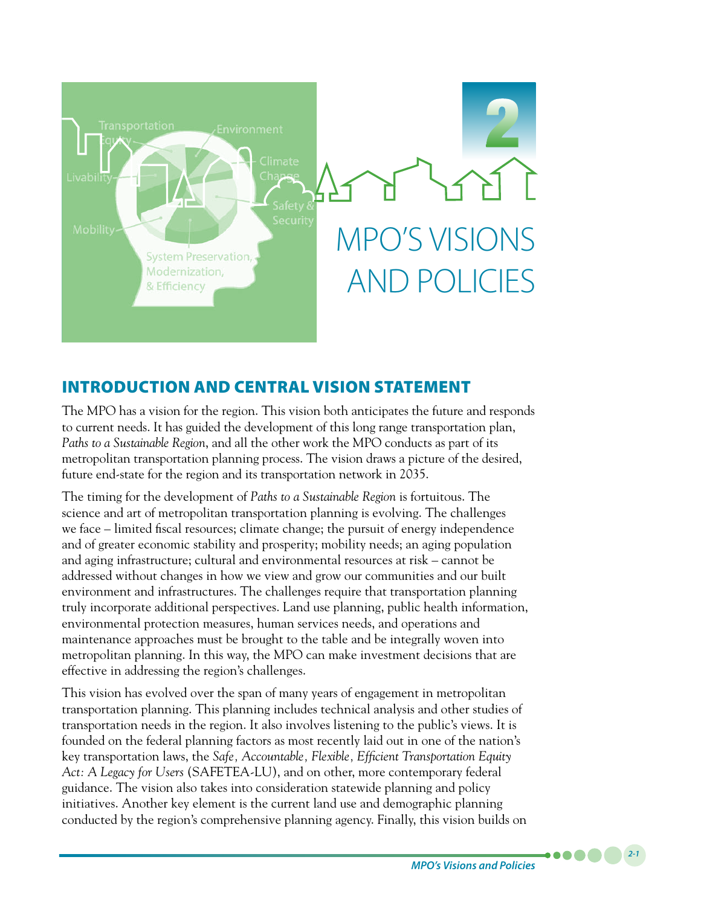# 2 MPO'S VISIONS AND POLICIES

## INTRODUCTION AND CENTRAL VISION STATEMENT

The MPO has a vision for the region. This vision both anticipates the future and responds to current needs. It has guided the development of this long range transportation plan, *Paths to a Sustainable Region*, and all the other work the MPO conducts as part of its metropolitan transportation planning process. The vision draws a picture of the desired, future end-state for the region and its transportation network in 2035.

The timing for the development of *Paths to a Sustainable Region* is fortuitous. The science and art of metropolitan transportation planning is evolving. The challenges we face – limited fiscal resources; climate change; the pursuit of energy independence and of greater economic stability and prosperity; mobility needs; an aging population and aging infrastructure; cultural and environmental resources at risk – cannot be addressed without changes in how we view and grow our communities and our built environment and infrastructures. The challenges require that transportation planning truly incorporate additional perspectives. Land use planning, public health information, environmental protection measures, human services needs, and operations and maintenance approaches must be brought to the table and be integrally woven into metropolitan planning. In this way, the MPO can make investment decisions that are effective in addressing the region's challenges.

This vision has evolved over the span of many years of engagement in metropolitan transportation planning. This planning includes technical analysis and other studies of transportation needs in the region. It also involves listening to the public's views. It is founded on the federal planning factors as most recently laid out in one of the nation's key transportation laws, the *Safe, Accountable, Flexible, Efficient Transportation Equity Act: A Legacy for Users* (SAFETEA-LU), and on other, more contemporary federal guidance. The vision also takes into consideration statewide planning and policy initiatives. Another key element is the current land use and demographic planning conducted by the region's comprehensive planning agency. Finally, this vision builds on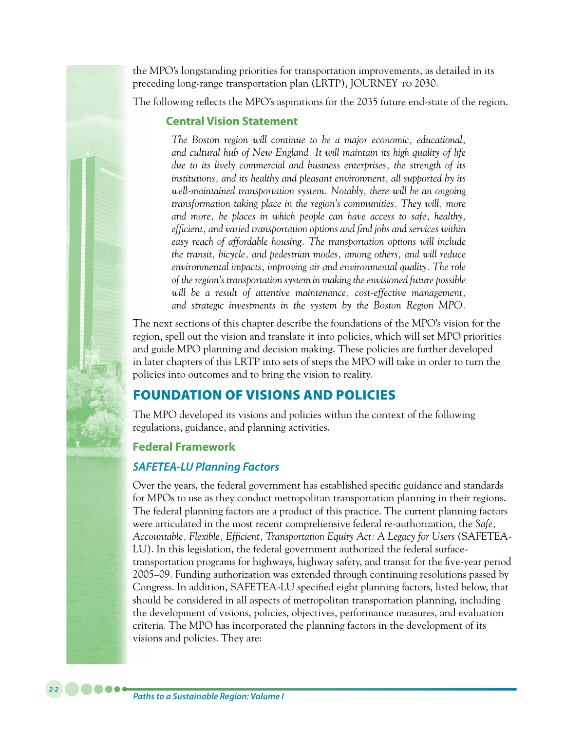the MPO's longstanding priorities for transportation improvements, as detailed in its preceding long-range transportation plan (LRTP), JOURNEY TO 2030.

The following reflects the MPO's aspirations for the 2035 future end-state of the region.

### Central Vision Statement

*The Boston region will continue to be a major economic, educational, and cultural hub of New England. It will maintain its high quality of life due to its lively commercial and business enterprises, the strength of its institutions, and its healthy and pleasant environment, all supported by its well-maintained transportation system. Notably, there will be an ongoing transformation taking place in the region's communities. They will, more and more, be places in which people can have access to safe, healthy, efficient, and varied transportation options and find jobs and services within easy reach of affordable housing. The transportation options will include the transit, bicycle, and pedestrian modes, among others, and will reduce environmental impacts, improving air and environmental quality. The role of the region's transportation system in making the envisioned future possible will be a result of attentive maintenance, cost-effective management, and strategic investments in the system by the Boston Region MPO.*

The next sections of this chapter describe the foundations of the MPO's vision for the region, spell out the vision and translate it into policies, which will set MPO priorities and guide MPO planning and decision making. These policies are further developed in later chapters of this LRTP into sets of steps the MPO will take in order to turn the policies into outcomes and to bring the vision to reality.

## FOUNDATION OF VISIONS AND POLICIES

The MPO developed its visions and policies within the context of the following regulations, guidance, and planning activities.

### Federal Framework

#### *SAFETEA-LU Planning Factors*

Over the years, the federal government has established specific guidance and standards for MPOs to use as they conduct metropolitan transportation planning in their regions. The federal planning factors are a product of this practice. The current planning factors were articulated in the most recent comprehensive federal re-authorization, the *Safe, Accountable, Flexible, Efficient, Transportation Equity Act: A Legacy for Users* (SAFETEA-LU). In this legislation, the federal government authorized the federal surface-transportation programs for highways, highway safety, and transit for the five-year period 2005–09. Funding authorization was extended through continuing resolutions passed by Congress. In addition, SAFETEA-LU specified eight planning factors, listed below, that should be considered in all aspects of metropolitan transportation planning, including the development of visions, policies, objectives, performance measures, and evaluation criteria. The MPO has incorporated the planning factors in the development of its visions and policies. They are: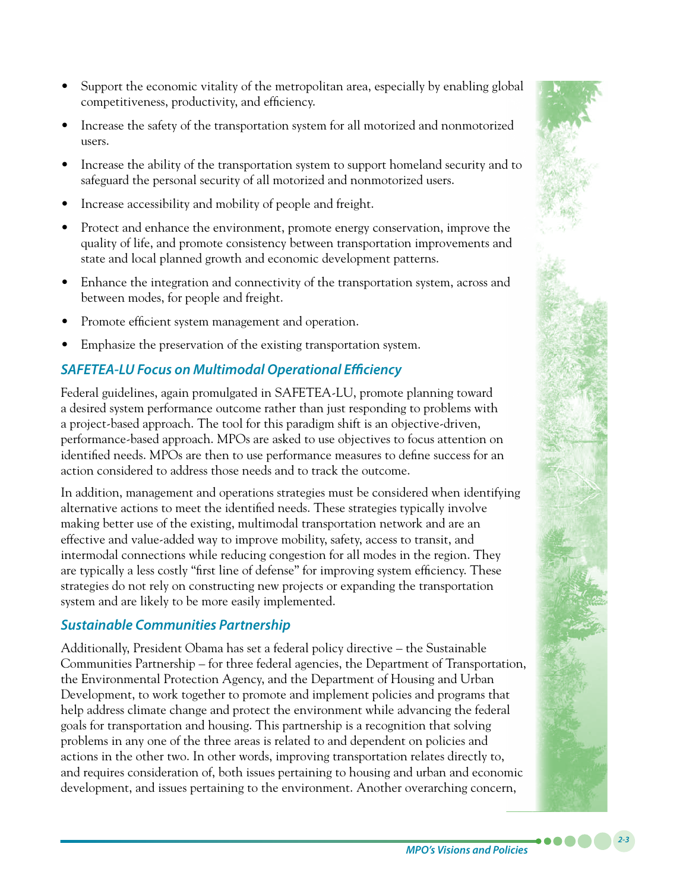- Support the economic vitality of the metropolitan area, especially by enabling global competitiveness, productivity, and efficiency.
- Increase the safety of the transportation system for all motorized and nonmotorized users.
- Increase the ability of the transportation system to support homeland security and to safeguard the personal security of all motorized and nonmotorized users.
- Increase accessibility and mobility of people and freight.
- Protect and enhance the environment, promote energy conservation, improve the quality of life, and promote consistency between transportation improvements and state and local planned growth and economic development patterns.
- Enhance the integration and connectivity of the transportation system, across and between modes, for people and freight.
- Promote efficient system management and operation.
- Emphasize the preservation of the existing transportation system.

### *SAFETEA-LU Focus on Multimodal Operational Efficiency*

Federal guidelines, again promulgated in SAFETEA-LU, promote planning toward a desired system performance outcome rather than just responding to problems with a project-based approach. The tool for this paradigm shift is an objective-driven, performance-based approach. MPOs are asked to use objectives to focus attention on identified needs. MPOs are then to use performance measures to define success for an action considered to address those needs and to track the outcome.

In addition, management and operations strategies must be considered when identifying alternative actions to meet the identified needs. These strategies typically involve making better use of the existing, multimodal transportation network and are an effective and value-added way to improve mobility, safety, access to transit, and intermodal connections while reducing congestion for all modes in the region. They are typically a less costly "first line of defense" for improving system efficiency. These strategies do not rely on constructing new projects or expanding the transportation system and are likely to be more easily implemented.

### *Sustainable Communities Partnership*

Additionally, President Obama has set a federal policy directive – the Sustainable Communities Partnership – for three federal agencies, the Department of Transportation, the Environmental Protection Agency, and the Department of Housing and Urban Development, to work together to promote and implement policies and programs that help address climate change and protect the environment while advancing the federal goals for transportation and housing. This partnership is a recognition that solving problems in any one of the three areas is related to and dependent on policies and actions in the other two. In other words, improving transportation relates directly to, and requires consideration of, both issues pertaining to housing and urban and economic development, and issues pertaining to the environment. Another overarching concern,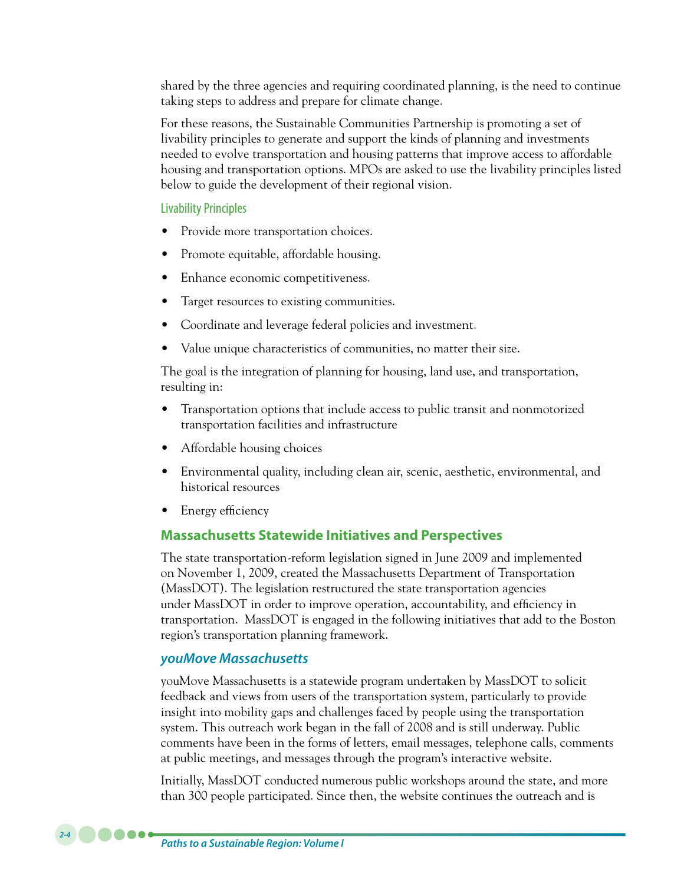shared by the three agencies and requiring coordinated planning, is the need to continue taking steps to address and prepare for climate change.

For these reasons, the Sustainable Communities Partnership is promoting a set of livability principles to generate and support the kinds of planning and investments needed to evolve transportation and housing patterns that improve access to affordable housing and transportation options. MPOs are asked to use the livability principles listed below to guide the development of their regional vision.

#### Livability Principles

- Provide more transportation choices.
- Promote equitable, affordable housing.
- Enhance economic competitiveness.
- Target resources to existing communities.
- Coordinate and leverage federal policies and investment.
- Value unique characteristics of communities, no matter their size.

The goal is the integration of planning for housing, land use, and transportation, resulting in:

- Transportation options that include access to public transit and nonmotorized transportation facilities and infrastructure
- Affordable housing choices
- Environmental quality, including clean air, scenic, aesthetic, environmental, and historical resources
- Energy efficiency

## Massachusetts Statewide Initiatives and Perspectives

The state transportation-reform legislation signed in June 2009 and implemented on November 1, 2009, created the Massachusetts Department of Transportation (MassDOT). The legislation restructured the state transportation agencies under MassDOT in order to improve operation, accountability, and efficiency in transportation. MassDOT is engaged in the following initiatives that add to the Boston region's transportation planning framework.

### *youMove Massachusetts*

youMove Massachusetts is a statewide program undertaken by MassDOT to solicit feedback and views from users of the transportation system, particularly to provide insight into mobility gaps and challenges faced by people using the transportation system. This outreach work began in the fall of 2008 and is still underway. Public comments have been in the forms of letters, email messages, telephone calls, comments at public meetings, and messages through the program's interactive website.

Initially, MassDOT conducted numerous public workshops around the state, and more than 300 people participated. Since then, the website continues the outreach and is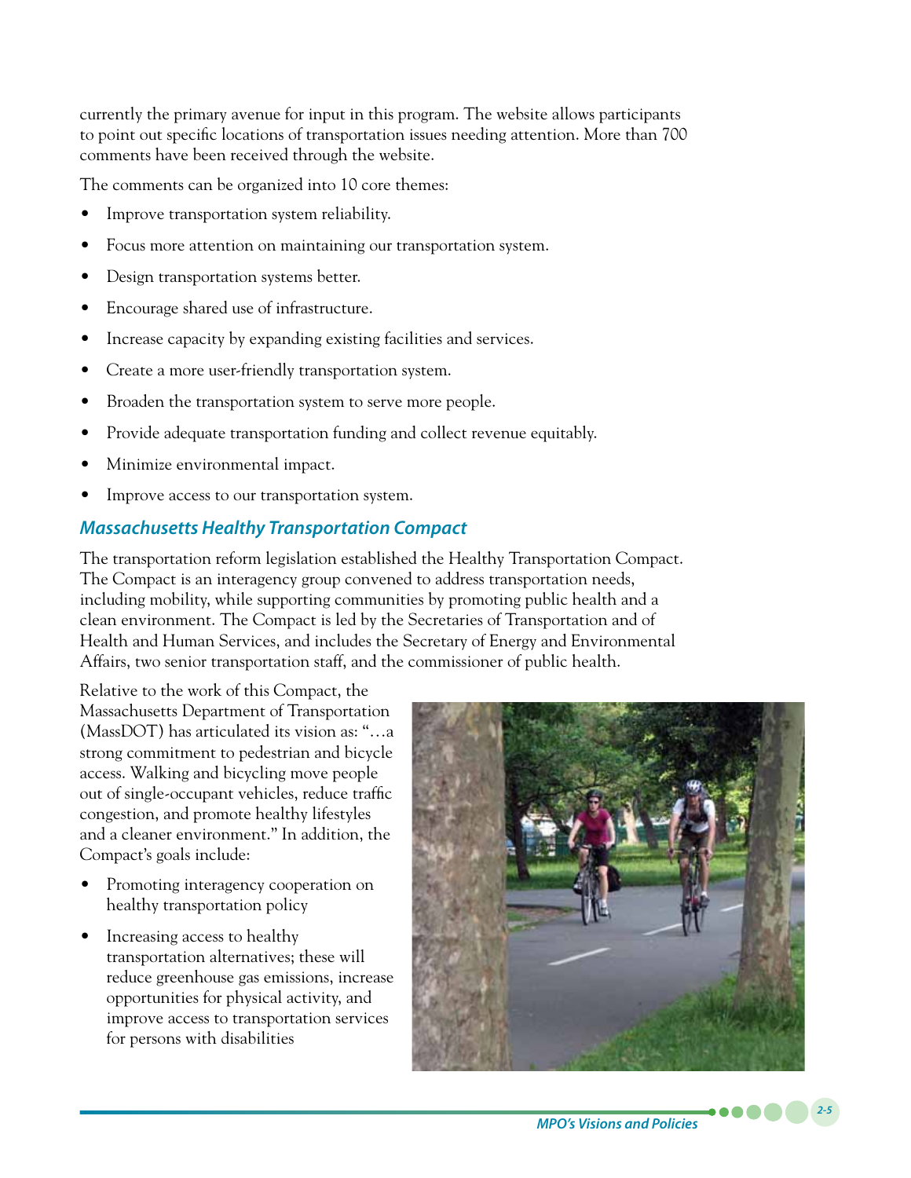currently the primary avenue for input in this program. The website allows participants to point out specific locations of transportation issues needing attention. More than 700 comments have been received through the website.

The comments can be organized into 10 core themes:

- Improve transportation system reliability.
- Focus more attention on maintaining our transportation system.
- Design transportation systems better.
- Encourage shared use of infrastructure.
- Increase capacity by expanding existing facilities and services.
- Create a more user-friendly transportation system.
- Broaden the transportation system to serve more people.
- Provide adequate transportation funding and collect revenue equitably.
- Minimize environmental impact.
- Improve access to our transportation system.

### Massachusetts Healthy Transportation Compact

The transportation reform legislation established the Healthy Transportation Compact. The Compact is an interagency group convened to address transportation needs, including mobility, while supporting communities by promoting public health and a clean environment. The Compact is led by the Secretaries of Transportation and of Health and Human Services, and includes the Secretary of Energy and Environmental Affairs, two senior transportation staff, and the commissioner of public health.

Relative to the work of this Compact, the Massachusetts Department of Transportation (MassDOT) has articulated its vision as: "…a strong commitment to pedestrian and bicycle access. Walking and bicycling move people out of single-occupant vehicles, reduce traffic congestion, and promote healthy lifestyles and a cleaner environment." In addition, the Compact's goals include:

- Promoting interagency cooperation on healthy transportation policy
- Increasing access to healthy transportation alternatives; these will reduce greenhouse gas emissions, increase opportunities for physical activity, and improve access to transportation services for persons with disabilities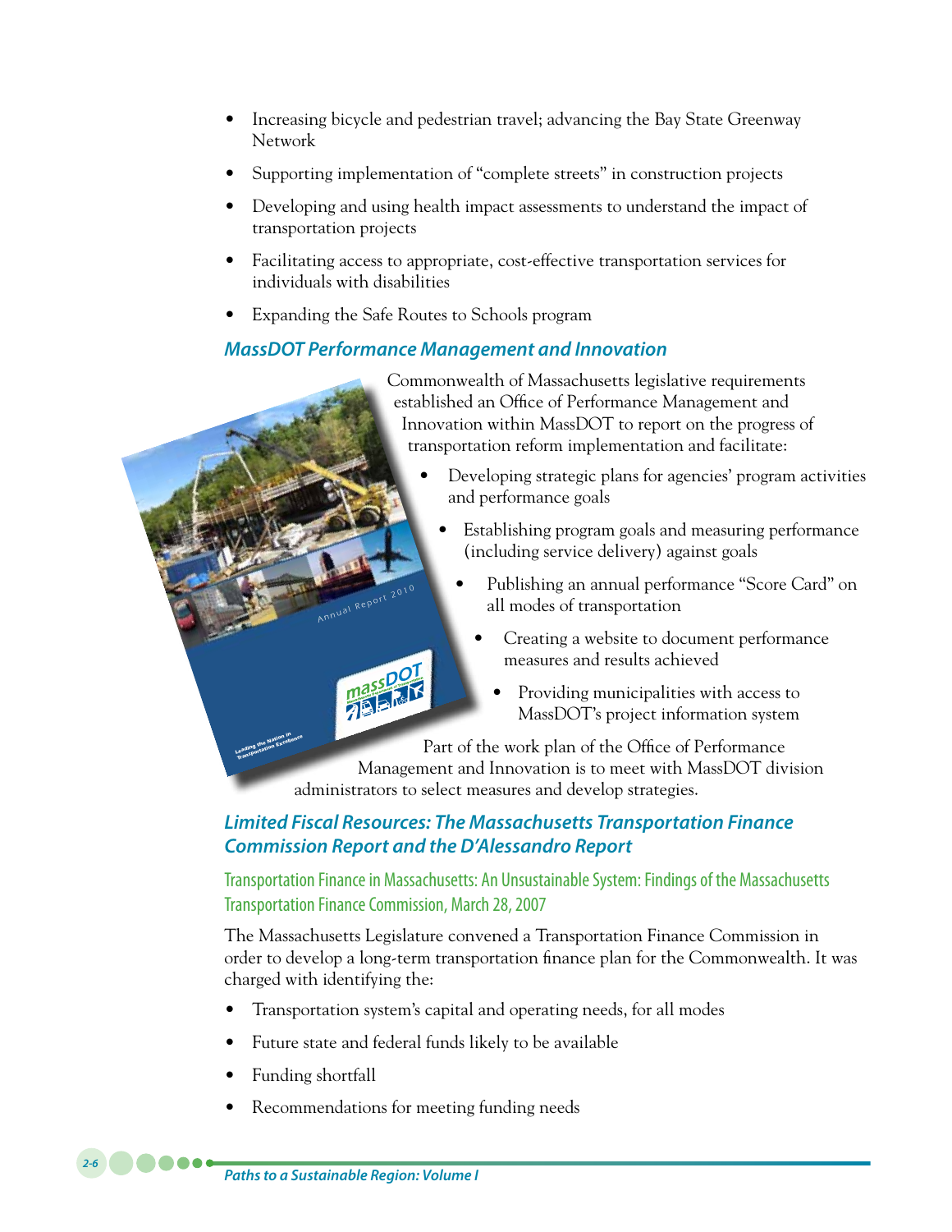- Increasing bicycle and pedestrian travel; advancing the Bay State Greenway Network
- Supporting implementation of "complete streets" in construction projects
- Developing and using health impact assessments to understand the impact of transportation projects
- Facilitating access to appropriate, cost-effective transportation services for individuals with disabilities
- Expanding the Safe Routes to Schools program

### *MassDOT Performance Management and Innovation*

Commonwealth of Massachusetts legislative requirements established an Office of Performance Management and Innovation within MassDOT to report on the progress of transportation reform implementation and facilitate:

- Developing strategic plans for agencies' program activities and performance goals
- Establishing program goals and measuring performance (including service delivery) against goals
- Publishing an annual performance "Score Card" on all modes of transportation
- Creating a website to document performance measures and results achieved
- Providing municipalities with access to MassDOT's project information system

Part of the work plan of the Office of Performance Management and Innovation is to meet with MassDOT division administrators to select measures and develop strategies.

### *Limited Fiscal Resources: The Massachusetts Transportation Finance Commission Report and the D'Alessandro Report*

#### Transportation Finance in Massachusetts: An Unsustainable System: Findings of the Massachusetts Transportation Finance Commission, March 28, 2007

The Massachusetts Legislature convened a Transportation Finance Commission in order to develop a long-term transportation finance plan for the Commonwealth. It was charged with identifying the:

- Transportation system's capital and operating needs, for all modes
- Future state and federal funds likely to be available
- Funding shortfall
- Recommendations for meeting funding needs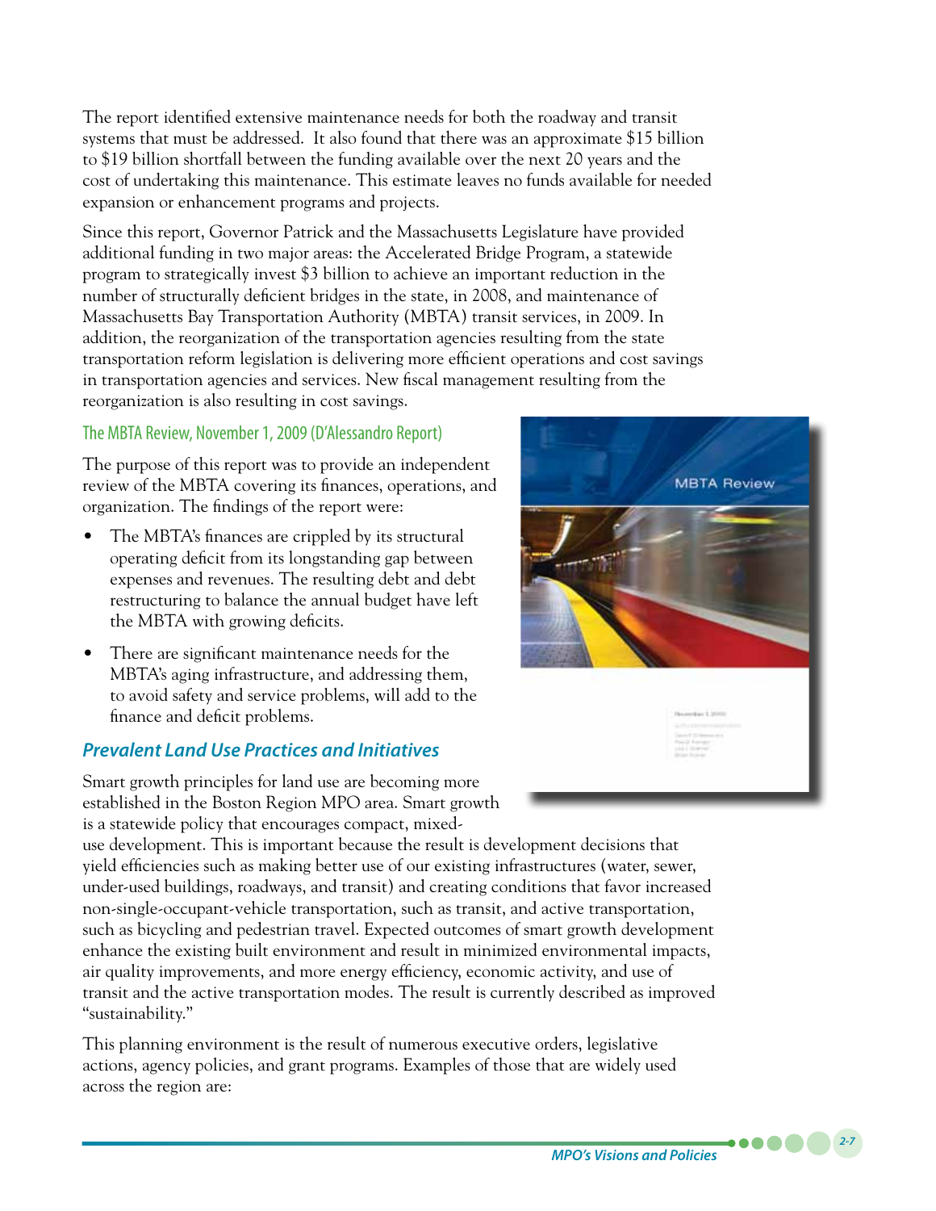The report identified extensive maintenance needs for both the roadway and transit systems that must be addressed. It also found that there was an approximate $15 billion to $19 billion shortfall between the funding available over the next 20 years and the cost of undertaking this maintenance. This estimate leaves no funds available for needed expansion or enhancement programs and projects.

Since this report, Governor Patrick and the Massachusetts Legislature have provided additional funding in two major areas: the Accelerated Bridge Program, a statewide program to strategically invest $3 billion to achieve an important reduction in the number of structurally deficient bridges in the state, in 2008, and maintenance of Massachusetts Bay Transportation Authority (MBTA) transit services, in 2009. In addition, the reorganization of the transportation agencies resulting from the state transportation reform legislation is delivering more efficient operations and cost savings in transportation agencies and services. New fiscal management resulting from the reorganization is also resulting in cost savings.

#### The MBTA Review, November 1, 2009 (D'Alessandro Report)

The purpose of this report was to provide an independent review of the MBTA covering its finances, operations, and organization. The findings of the report were:

- The MBTA's finances are crippled by its structural operating deficit from its longstanding gap between expenses and revenues. The resulting debt and debt restructuring to balance the annual budget have left the MBTA with growing deficits.
- There are significant maintenance needs for the MBTA's aging infrastructure, and addressing them, to avoid safety and service problems, will add to the finance and deficit problems.

### *Prevalent Land Use Practices and Initiatives*

Smart growth principles for land use are becoming more established in the Boston Region MPO area. Smart growth is a statewide policy that encourages compact, mixed-use development. This is important because the result is development decisions that yield efficiencies such as making better use of our existing infrastructures (water, sewer, under-used buildings, roadways, and transit) and creating conditions that favor increased non-single-occupant-vehicle transportation, such as transit, and active transportation, such as bicycling and pedestrian travel. Expected outcomes of smart growth development enhance the existing built environment and result in minimized environmental impacts, air quality improvements, and more energy efficiency, economic activity, and use of transit and the active transportation modes. The result is currently described as improved "sustainability."

This planning environment is the result of numerous executive orders, legislative actions, agency policies, and grant programs. Examples of those that are widely used across the region are: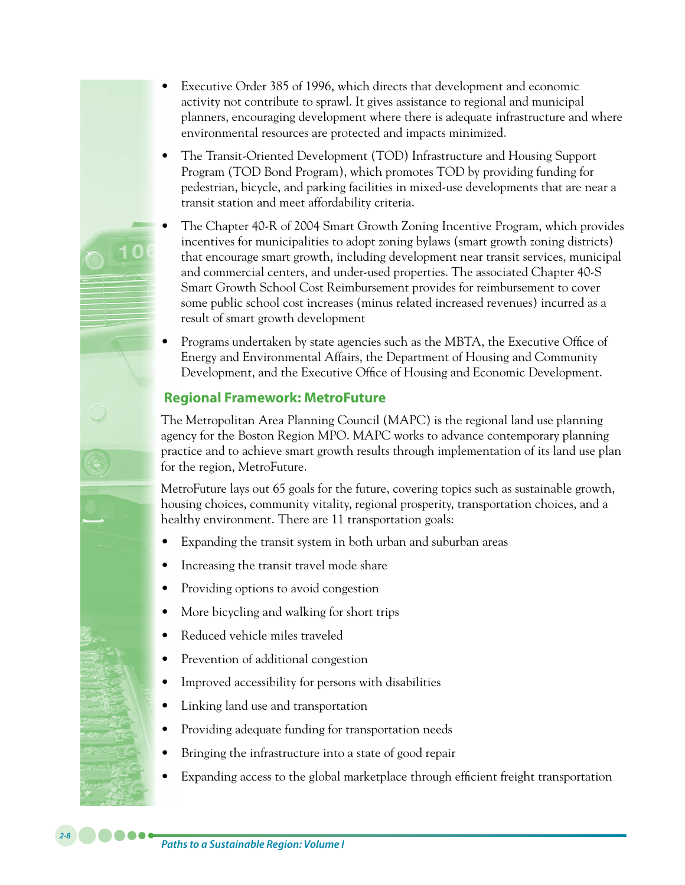- Executive Order 385 of 1996, which directs that development and economic activity not contribute to sprawl. It gives assistance to regional and municipal planners, encouraging development where there is adequate infrastructure and where environmental resources are protected and impacts minimized.
- The Transit-Oriented Development (TOD) Infrastructure and Housing Support Program (TOD Bond Program), which promotes TOD by providing funding for pedestrian, bicycle, and parking facilities in mixed-use developments that are near a transit station and meet affordability criteria.
- The Chapter 40-R of 2004 Smart Growth Zoning Incentive Program, which provides incentives for municipalities to adopt zoning bylaws (smart growth zoning districts) that encourage smart growth, including development near transit services, municipal and commercial centers, and under-used properties. The associated Chapter 40-S Smart Growth School Cost Reimbursement provides for reimbursement to cover some public school cost increases (minus related increased revenues) incurred as a result of smart growth development
- Programs undertaken by state agencies such as the MBTA, the Executive Office of Energy and Environmental Affairs, the Department of Housing and Community Development, and the Executive Office of Housing and Economic Development.

## Regional Framework: MetroFuture

The Metropolitan Area Planning Council (MAPC) is the regional land use planning agency for the Boston Region MPO. MAPC works to advance contemporary planning practice and to achieve smart growth results through implementation of its land use plan for the region, MetroFuture.

MetroFuture lays out 65 goals for the future, covering topics such as sustainable growth, housing choices, community vitality, regional prosperity, transportation choices, and a healthy environment. There are 11 transportation goals:

- Expanding the transit system in both urban and suburban areas
- Increasing the transit travel mode share
- Providing options to avoid congestion
- More bicycling and walking for short trips
- Reduced vehicle miles traveled
- Prevention of additional congestion
- Improved accessibility for persons with disabilities
- Linking land use and transportation
- Providing adequate funding for transportation needs
- Bringing the infrastructure into a state of good repair
- Expanding access to the global marketplace through efficient freight transportation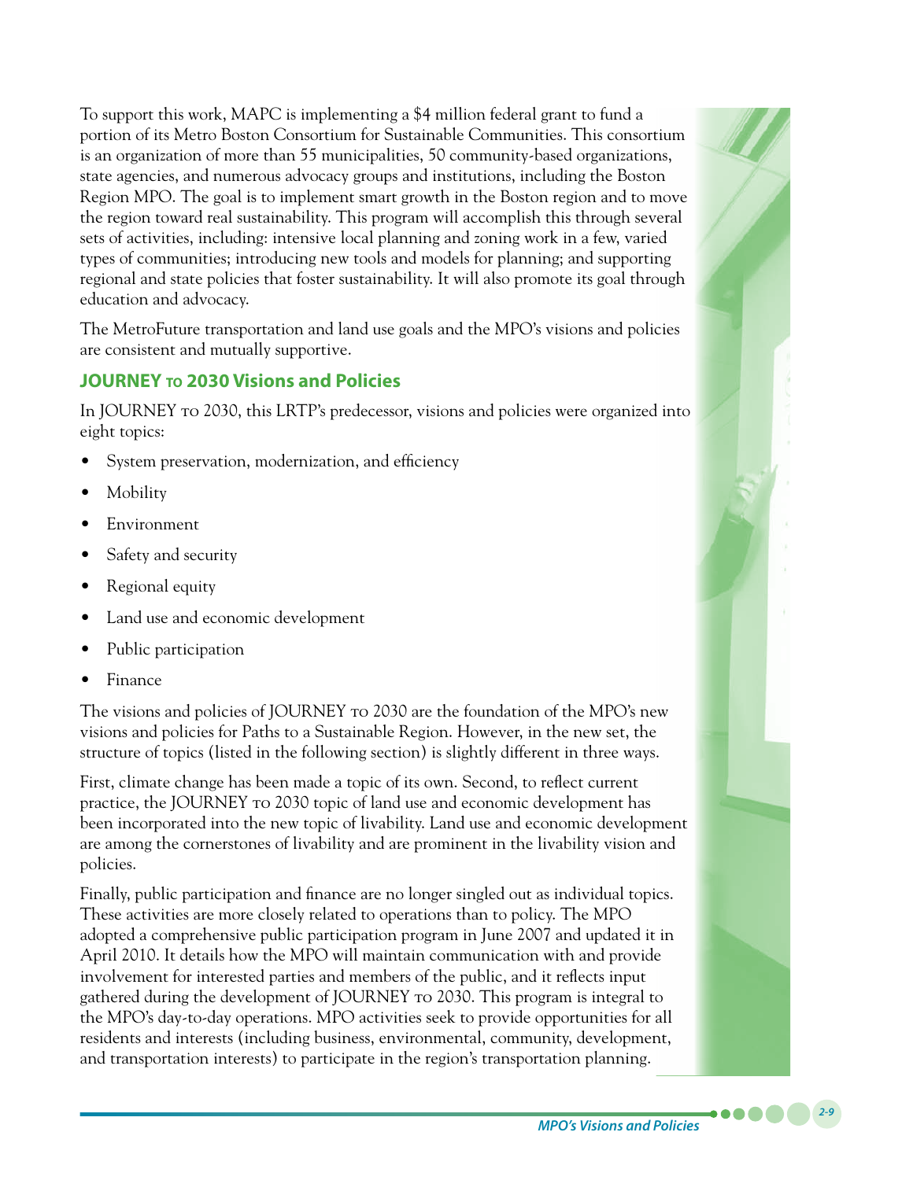To support this work, MAPC is implementing a $4 million federal grant to fund a portion of its Metro Boston Consortium for Sustainable Communities. This consortium is an organization of more than 55 municipalities, 50 community-based organizations, state agencies, and numerous advocacy groups and institutions, including the Boston Region MPO. The goal is to implement smart growth in the Boston region and to move the region toward real sustainability. This program will accomplish this through several sets of activities, including: intensive local planning and zoning work in a few, varied types of communities; introducing new tools and models for planning; and supporting regional and state policies that foster sustainability. It will also promote its goal through education and advocacy.

The MetroFuture transportation and land use goals and the MPO's visions and policies are consistent and mutually supportive.

## JOURNEY TO 2030 Visions and Policies

In JOURNEY TO 2030, this LRTP's predecessor, visions and policies were organized into eight topics:

- System preservation, modernization, and efficiency
- Mobility
- Environment
- Safety and security
- Regional equity
- Land use and economic development
- Public participation
- Finance

The visions and policies of JOURNEY TO 2030 are the foundation of the MPO's new visions and policies for Paths to a Sustainable Region. However, in the new set, the structure of topics (listed in the following section) is slightly different in three ways.

First, climate change has been made a topic of its own. Second, to reflect current practice, the JOURNEY TO 2030 topic of land use and economic development has been incorporated into the new topic of livability. Land use and economic development are among the cornerstones of livability and are prominent in the livability vision and policies.

Finally, public participation and finance are no longer singled out as individual topics. These activities are more closely related to operations than to policy. The MPO adopted a comprehensive public participation program in June 2007 and updated it in April 2010. It details how the MPO will maintain communication with and provide involvement for interested parties and members of the public, and it reflects input gathered during the development of JOURNEY TO 2030. This program is integral to the MPO's day-to-day operations. MPO activities seek to provide opportunities for all residents and interests (including business, environmental, community, development, and transportation interests) to participate in the region's transportation planning.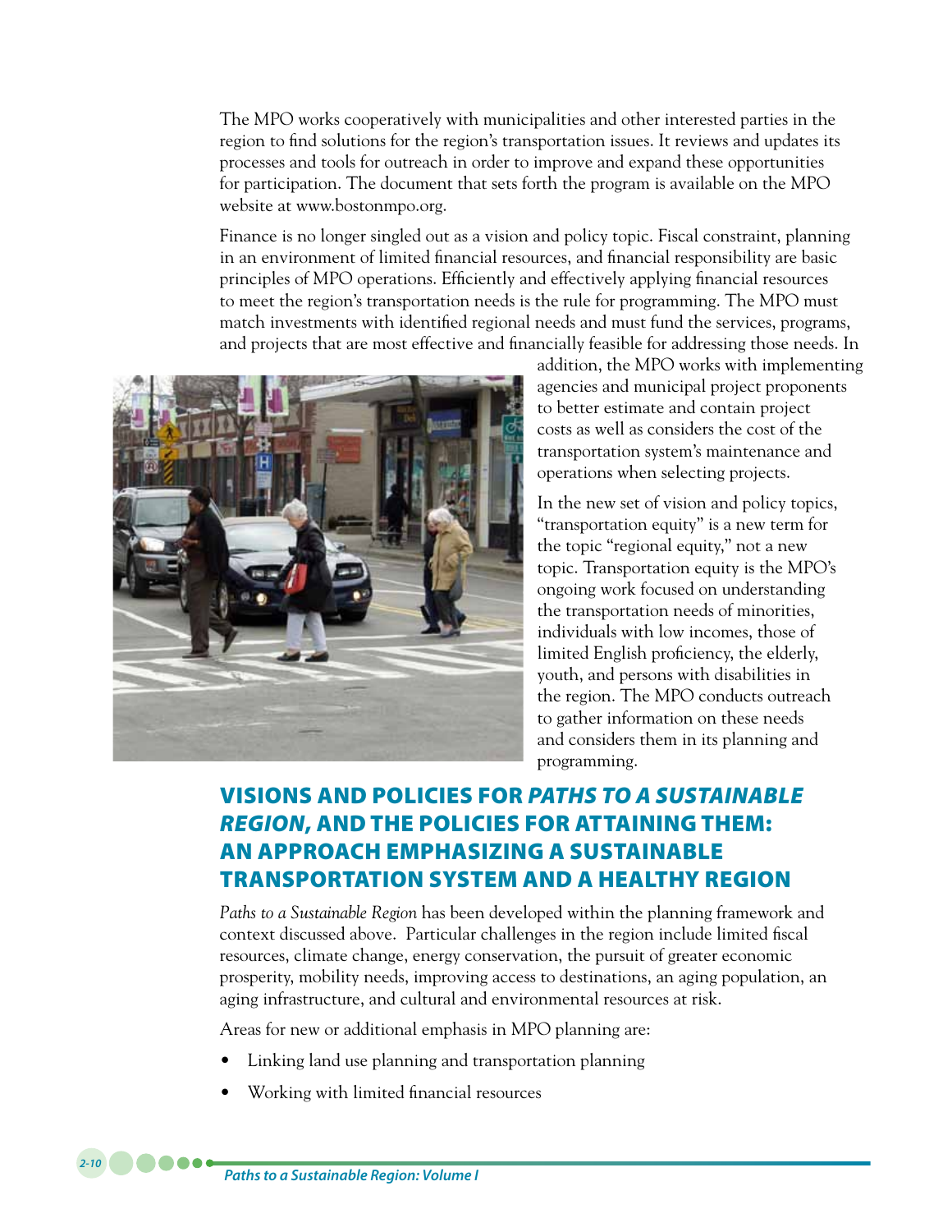The MPO works cooperatively with municipalities and other interested parties in the region to find solutions for the region's transportation issues. It reviews and updates its processes and tools for outreach in order to improve and expand these opportunities for participation. The document that sets forth the program is available on the MPO website at www.bostonmpo.org.

Finance is no longer singled out as a vision and policy topic. Fiscal constraint, planning in an environment of limited financial resources, and financial responsibility are basic principles of MPO operations. Efficiently and effectively applying financial resources to meet the region's transportation needs is the rule for programming. The MPO must match investments with identified regional needs and must fund the services, programs, and projects that are most effective and financially feasible for addressing those needs. In addition, the MPO works with implementing agencies and municipal project proponents to better estimate and contain project costs as well as considers the cost of the transportation system's maintenance and operations when selecting projects.

In the new set of vision and policy topics, "transportation equity" is a new term for the topic "regional equity," not a new topic. Transportation equity is the MPO's ongoing work focused on understanding the transportation needs of minorities, individuals with low incomes, those of limited English proficiency, the elderly, youth, and persons with disabilities in the region. The MPO conducts outreach to gather information on these needs and considers them in its planning and programming.

## VISIONS AND POLICIES FOR *PATHS TO A SUSTAINABLE REGION*, AND THE POLICIES FOR ATTAINING THEM: AN APPROACH EMPHASIZING A SUSTAINABLE TRANSPORTATION SYSTEM AND A HEALTHY REGION

*Paths to a Sustainable Region* has been developed within the planning framework and context discussed above. Particular challenges in the region include limited fiscal resources, climate change, energy conservation, the pursuit of greater economic prosperity, mobility needs, improving access to destinations, an aging population, an aging infrastructure, and cultural and environmental resources at risk.

Areas for new or additional emphasis in MPO planning are:

- Linking land use planning and transportation planning
- Working with limited financial resources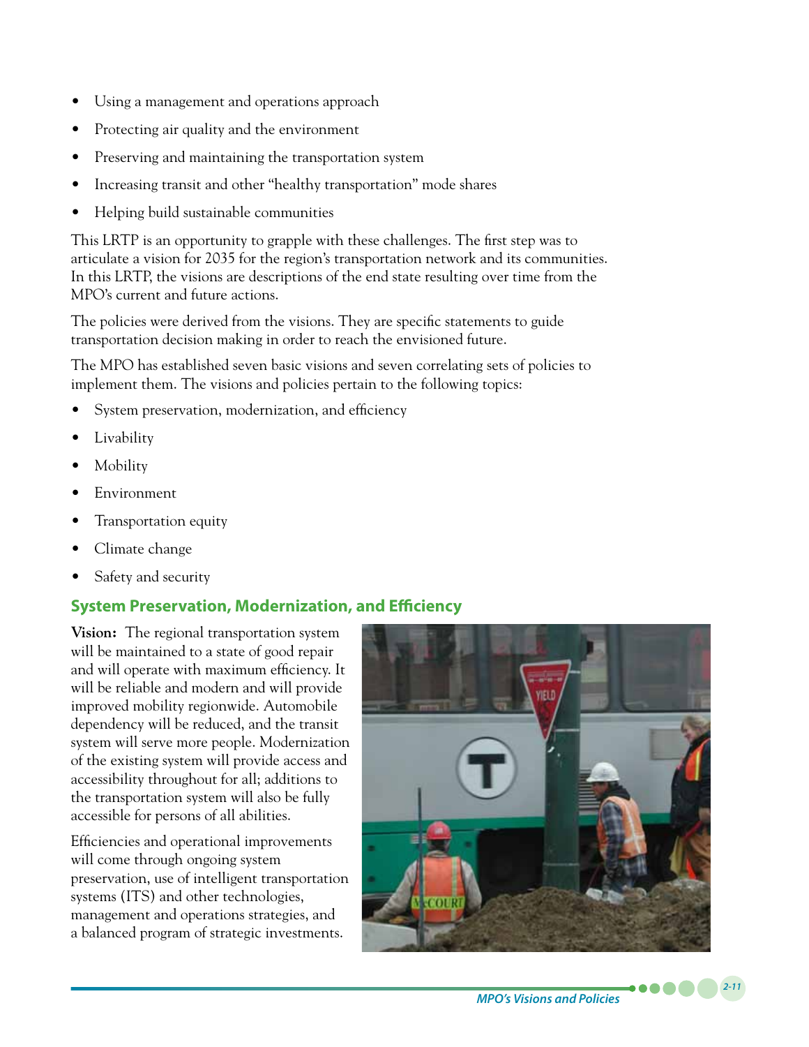- Using a management and operations approach
- Protecting air quality and the environment
- Preserving and maintaining the transportation system
- Increasing transit and other "healthy transportation" mode shares
- Helping build sustainable communities

This LRTP is an opportunity to grapple with these challenges. The first step was to articulate a vision for 2035 for the region's transportation network and its communities. In this LRTP, the visions are descriptions of the end state resulting over time from the MPO's current and future actions.

The policies were derived from the visions. They are specific statements to guide transportation decision making in order to reach the envisioned future.

The MPO has established seven basic visions and seven correlating sets of policies to implement them. The visions and policies pertain to the following topics:

- System preservation, modernization, and efficiency
- Livability
- Mobility
- Environment
- Transportation equity
- Climate change
- Safety and security

## System Preservation, Modernization, and Efficiency

**Vision:** The regional transportation system will be maintained to a state of good repair and will operate with maximum efficiency. It will be reliable and modern and will provide improved mobility regionwide. Automobile dependency will be reduced, and the transit system will serve more people. Modernization of the existing system will provide access and accessibility throughout for all; additions to the transportation system will also be fully accessible for persons of all abilities.

Efficiencies and operational improvements will come through ongoing system preservation, use of intelligent transportation systems (ITS) and other technologies, management and operations strategies, and a balanced program of strategic investments.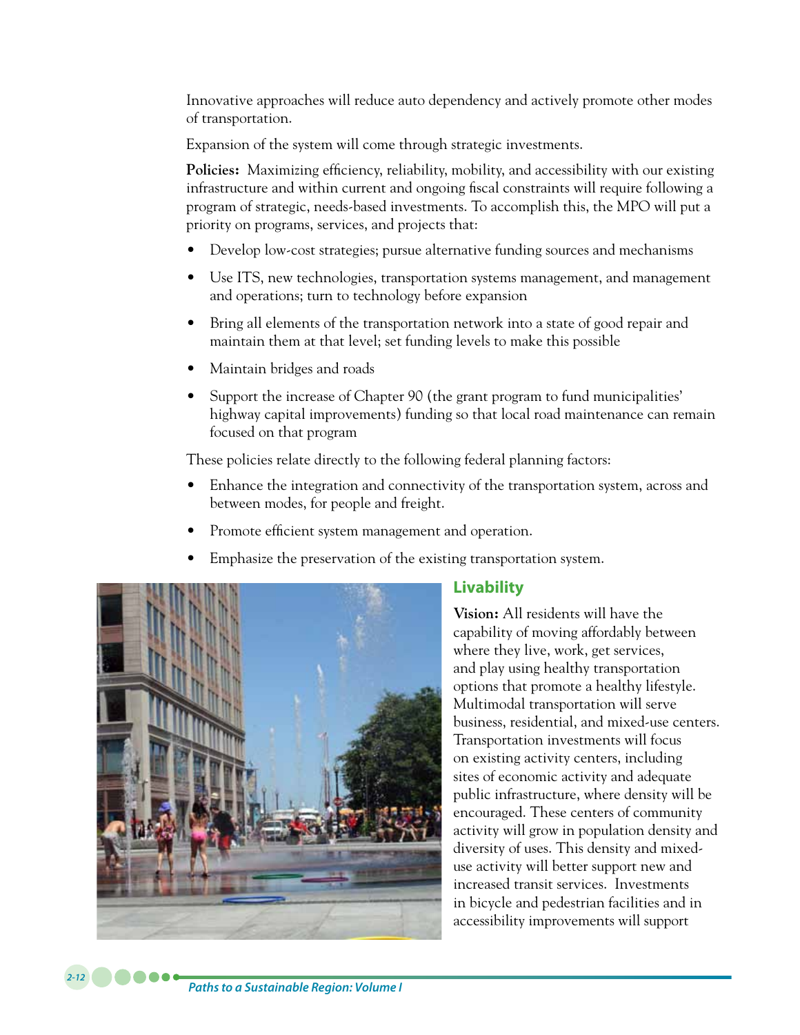Innovative approaches will reduce auto dependency and actively promote other modes of transportation.

Expansion of the system will come through strategic investments.

**Policies:** Maximizing efficiency, reliability, mobility, and accessibility with our existing infrastructure and within current and ongoing fiscal constraints will require following a program of strategic, needs-based investments. To accomplish this, the MPO will put a priority on programs, services, and projects that:

- Develop low-cost strategies; pursue alternative funding sources and mechanisms
- Use ITS, new technologies, transportation systems management, and management and operations; turn to technology before expansion
- Bring all elements of the transportation network into a state of good repair and maintain them at that level; set funding levels to make this possible
- Maintain bridges and roads
- Support the increase of Chapter 90 (the grant program to fund municipalities' highway capital improvements) funding so that local road maintenance can remain focused on that program

These policies relate directly to the following federal planning factors:

- Enhance the integration and connectivity of the transportation system, across and between modes, for people and freight.
- Promote efficient system management and operation.
- Emphasize the preservation of the existing transportation system.

## Livability

**Vision:** All residents will have the capability of moving affordably between where they live, work, get services, and play using healthy transportation options that promote a healthy lifestyle. Multimodal transportation will serve business, residential, and mixed-use centers. Transportation investments will focus on existing activity centers, including sites of economic activity and adequate public infrastructure, where density will be encouraged. These centers of community activity will grow in population density and diversity of uses. This density and mixed-use activity will better support new and increased transit services. Investments in bicycle and pedestrian facilities and in accessibility improvements will support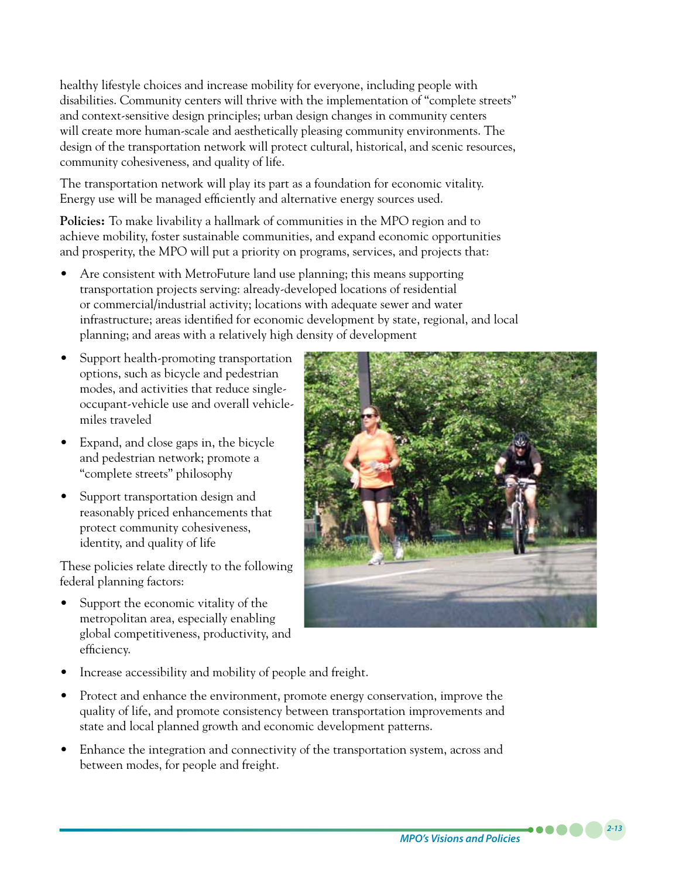healthy lifestyle choices and increase mobility for everyone, including people with disabilities. Community centers will thrive with the implementation of "complete streets" and context-sensitive design principles; urban design changes in community centers will create more human-scale and aesthetically pleasing community environments. The design of the transportation network will protect cultural, historical, and scenic resources, community cohesiveness, and quality of life.

The transportation network will play its part as a foundation for economic vitality. Energy use will be managed efficiently and alternative energy sources used.

**Policies:** To make livability a hallmark of communities in the MPO region and to achieve mobility, foster sustainable communities, and expand economic opportunities and prosperity, the MPO will put a priority on programs, services, and projects that:

- Are consistent with MetroFuture land use planning; this means supporting transportation projects serving: already-developed locations of residential or commercial/industrial activity; locations with adequate sewer and water infrastructure; areas identified for economic development by state, regional, and local planning; and areas with a relatively high density of development
- Support health-promoting transportation options, such as bicycle and pedestrian modes, and activities that reduce single-occupant-vehicle use and overall vehicle-miles traveled
- Expand, and close gaps in, the bicycle and pedestrian network; promote a "complete streets" philosophy
- Support transportation design and reasonably priced enhancements that protect community cohesiveness, identity, and quality of life

These policies relate directly to the following federal planning factors:

- Support the economic vitality of the metropolitan area, especially enabling global competitiveness, productivity, and efficiency.
- Increase accessibility and mobility of people and freight.
- Protect and enhance the environment, promote energy conservation, improve the quality of life, and promote consistency between transportation improvements and state and local planned growth and economic development patterns.
- Enhance the integration and connectivity of the transportation system, across and between modes, for people and freight.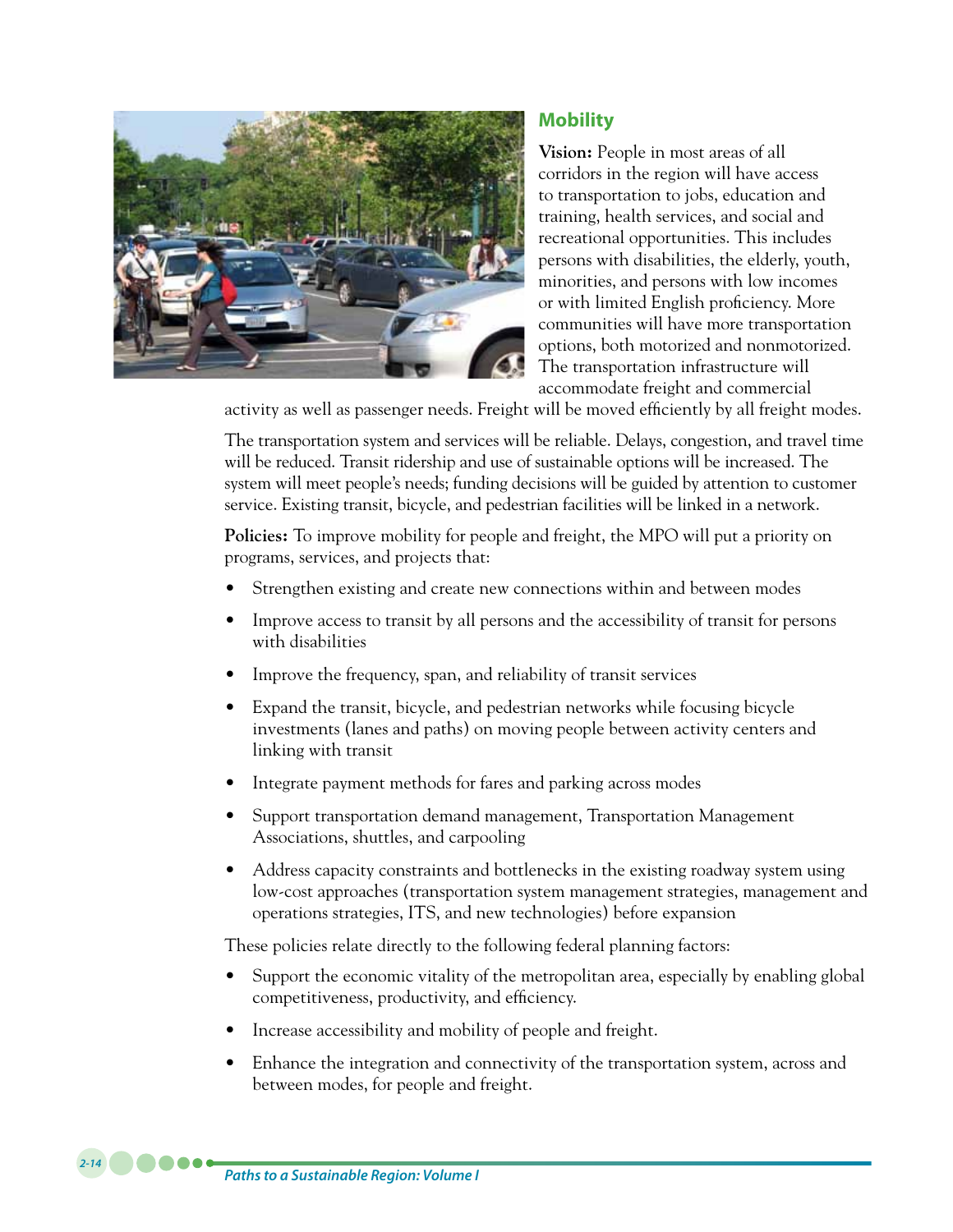## Mobility

**Vision:** People in most areas of all corridors in the region will have access to transportation to jobs, education and training, health services, and social and recreational opportunities. This includes persons with disabilities, the elderly, youth, minorities, and persons with low incomes or with limited English proficiency. More communities will have more transportation options, both motorized and nonmotorized. The transportation infrastructure will accommodate freight and commercial activity as well as passenger needs. Freight will be moved efficiently by all freight modes.

The transportation system and services will be reliable. Delays, congestion, and travel time will be reduced. Transit ridership and use of sustainable options will be increased. The system will meet people's needs; funding decisions will be guided by attention to customer service. Existing transit, bicycle, and pedestrian facilities will be linked in a network.

**Policies:** To improve mobility for people and freight, the MPO will put a priority on programs, services, and projects that:

- Strengthen existing and create new connections within and between modes
- Improve access to transit by all persons and the accessibility of transit for persons with disabilities
- Improve the frequency, span, and reliability of transit services
- Expand the transit, bicycle, and pedestrian networks while focusing bicycle investments (lanes and paths) on moving people between activity centers and linking with transit
- Integrate payment methods for fares and parking across modes
- Support transportation demand management, Transportation Management Associations, shuttles, and carpooling
- Address capacity constraints and bottlenecks in the existing roadway system using low-cost approaches (transportation system management strategies, management and operations strategies, ITS, and new technologies) before expansion

These policies relate directly to the following federal planning factors:

- Support the economic vitality of the metropolitan area, especially by enabling global competitiveness, productivity, and efficiency.
- Increase accessibility and mobility of people and freight.
- Enhance the integration and connectivity of the transportation system, across and between modes, for people and freight.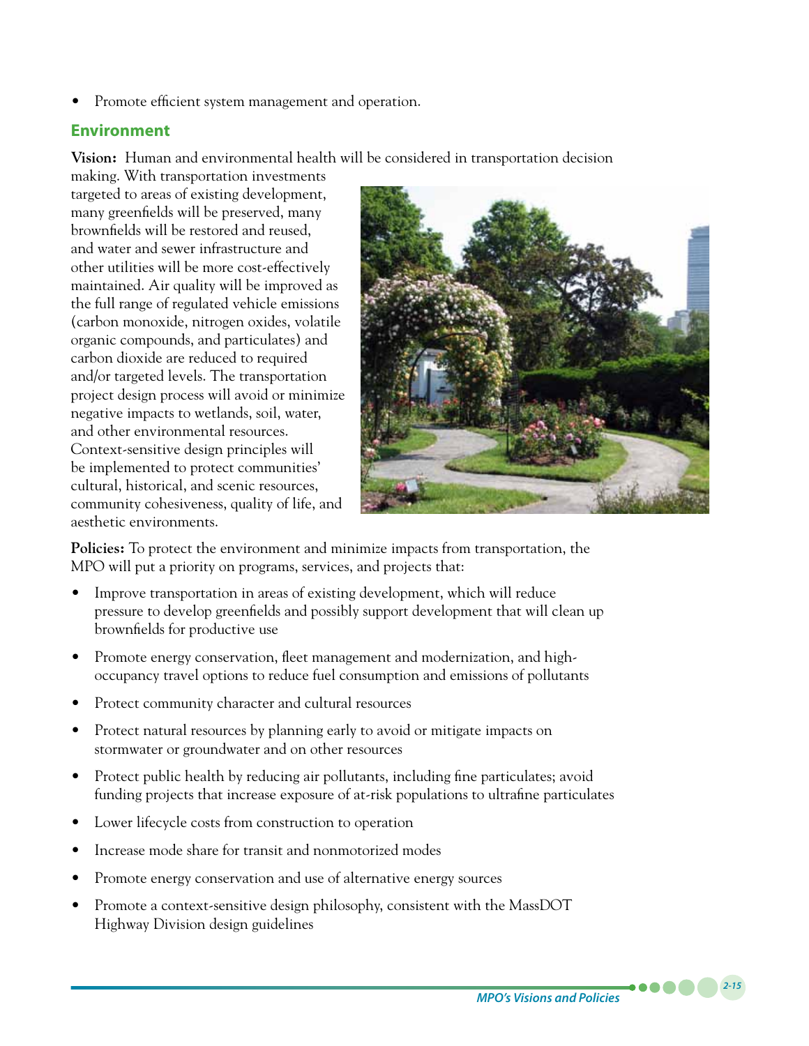- Promote efficient system management and operation.

## Environment

**Vision:** Human and environmental health will be considered in transportation decision making. With transportation investments targeted to areas of existing development, many greenfields will be preserved, many brownfields will be restored and reused, and water and sewer infrastructure and other utilities will be more cost-effectively maintained. Air quality will be improved as the full range of regulated vehicle emissions (carbon monoxide, nitrogen oxides, volatile organic compounds, and particulates) and carbon dioxide are reduced to required and/or targeted levels. The transportation project design process will avoid or minimize negative impacts to wetlands, soil, water, and other environmental resources. Context-sensitive design principles will be implemented to protect communities' cultural, historical, and scenic resources, community cohesiveness, quality of life, and aesthetic environments.

**Policies:** To protect the environment and minimize impacts from transportation, the MPO will put a priority on programs, services, and projects that:

- Improve transportation in areas of existing development, which will reduce pressure to develop greenfields and possibly support development that will clean up brownfields for productive use
- Promote energy conservation, fleet management and modernization, and high-occupancy travel options to reduce fuel consumption and emissions of pollutants
- Protect community character and cultural resources
- Protect natural resources by planning early to avoid or mitigate impacts on stormwater or groundwater and on other resources
- Protect public health by reducing air pollutants, including fine particulates; avoid funding projects that increase exposure of at-risk populations to ultrafine particulates
- Lower lifecycle costs from construction to operation
- Increase mode share for transit and nonmotorized modes
- Promote energy conservation and use of alternative energy sources
- Promote a context-sensitive design philosophy, consistent with the MassDOT Highway Division design guidelines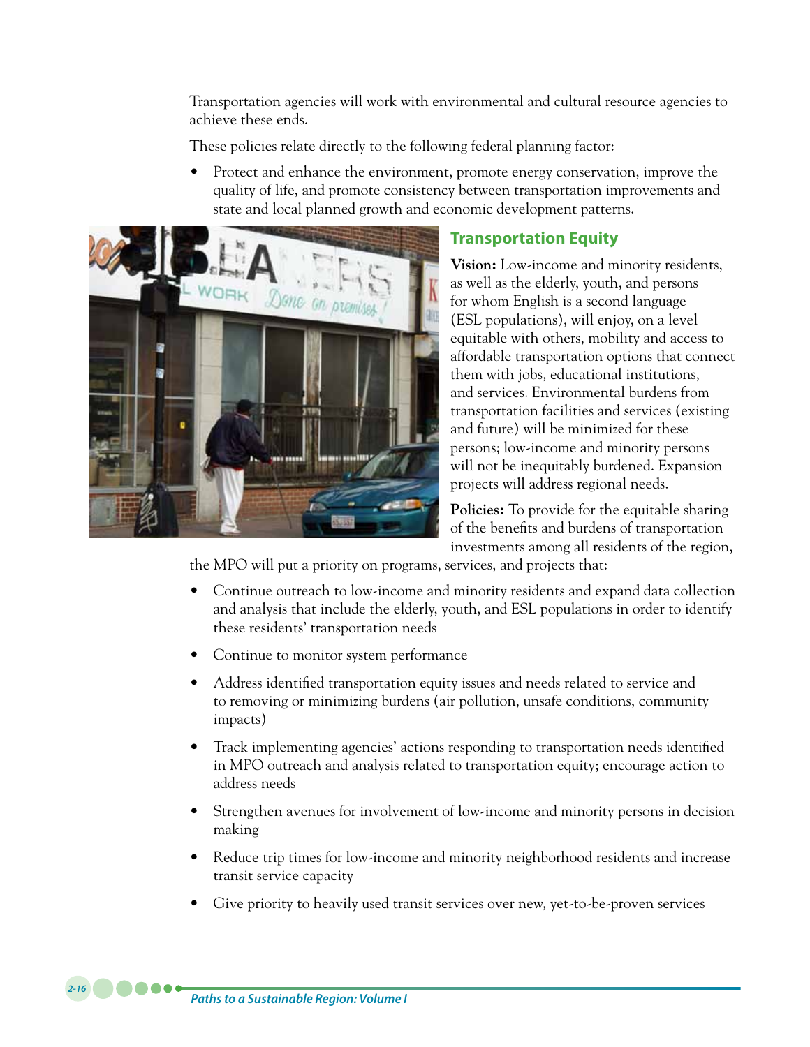Transportation agencies will work with environmental and cultural resource agencies to achieve these ends.

These policies relate directly to the following federal planning factor:

- Protect and enhance the environment, promote energy conservation, improve the quality of life, and promote consistency between transportation improvements and state and local planned growth and economic development patterns.

## Transportation Equity

**Vision:** Low-income and minority residents, as well as the elderly, youth, and persons for whom English is a second language (ESL populations), will enjoy, on a level equitable with others, mobility and access to affordable transportation options that connect them with jobs, educational institutions, and services. Environmental burdens from transportation facilities and services (existing and future) will be minimized for these persons; low-income and minority persons will not be inequitably burdened. Expansion projects will address regional needs.

**Policies:** To provide for the equitable sharing of the benefits and burdens of transportation investments among all residents of the region, the MPO will put a priority on programs, services, and projects that:

- Continue outreach to low-income and minority residents and expand data collection and analysis that include the elderly, youth, and ESL populations in order to identify these residents' transportation needs
- Continue to monitor system performance
- Address identified transportation equity issues and needs related to service and to removing or minimizing burdens (air pollution, unsafe conditions, community impacts)
- Track implementing agencies' actions responding to transportation needs identified in MPO outreach and analysis related to transportation equity; encourage action to address needs
- Strengthen avenues for involvement of low-income and minority persons in decision making
- Reduce trip times for low-income and minority neighborhood residents and increase transit service capacity
- Give priority to heavily used transit services over new, yet-to-be-proven services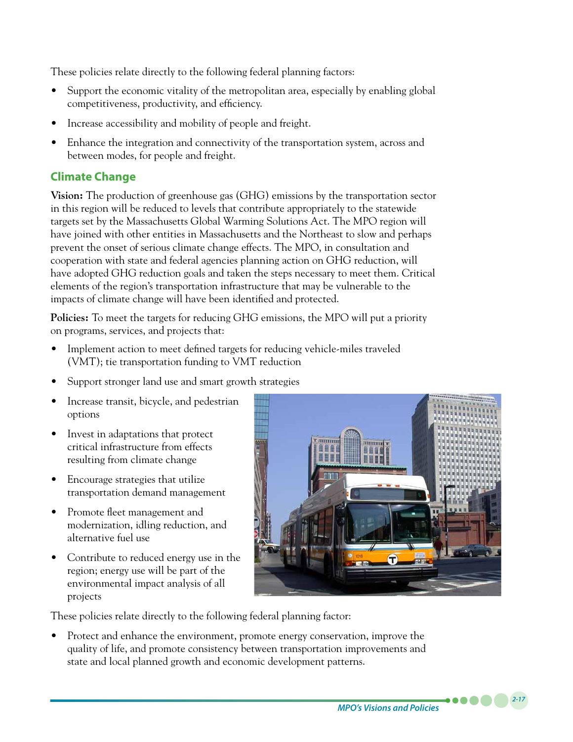These policies relate directly to the following federal planning factors:

- Support the economic vitality of the metropolitan area, especially by enabling global competitiveness, productivity, and efficiency.
- Increase accessibility and mobility of people and freight.
- Enhance the integration and connectivity of the transportation system, across and between modes, for people and freight.

## Climate Change

**Vision:** The production of greenhouse gas (GHG) emissions by the transportation sector in this region will be reduced to levels that contribute appropriately to the statewide targets set by the Massachusetts Global Warming Solutions Act. The MPO region will have joined with other entities in Massachusetts and the Northeast to slow and perhaps prevent the onset of serious climate change effects. The MPO, in consultation and cooperation with state and federal agencies planning action on GHG reduction, will have adopted GHG reduction goals and taken the steps necessary to meet them. Critical elements of the region's transportation infrastructure that may be vulnerable to the impacts of climate change will have been identified and protected.

**Policies:** To meet the targets for reducing GHG emissions, the MPO will put a priority on programs, services, and projects that:

- Implement action to meet defined targets for reducing vehicle-miles traveled (VMT); tie transportation funding to VMT reduction
- Support stronger land use and smart growth strategies
- Increase transit, bicycle, and pedestrian options
- Invest in adaptations that protect critical infrastructure from effects resulting from climate change
- Encourage strategies that utilize transportation demand management
- Promote fleet management and modernization, idling reduction, and alternative fuel use
- Contribute to reduced energy use in the region; energy use will be part of the environmental impact analysis of all projects

These policies relate directly to the following federal planning factor:

- Protect and enhance the environment, promote energy conservation, improve the quality of life, and promote consistency between transportation improvements and state and local planned growth and economic development patterns.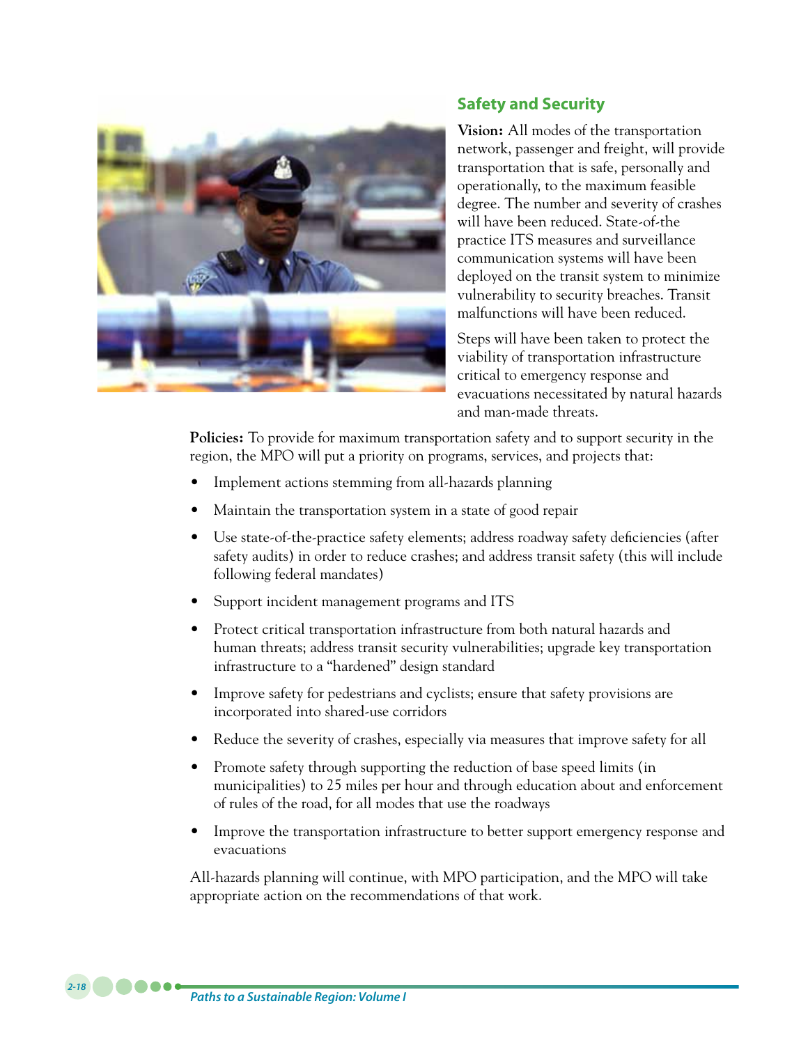## Safety and Security

**Vision:** All modes of the transportation network, passenger and freight, will provide transportation that is safe, personally and operationally, to the maximum feasible degree. The number and severity of crashes will have been reduced. State-of-the practice ITS measures and surveillance communication systems will have been deployed on the transit system to minimize vulnerability to security breaches. Transit malfunctions will have been reduced.

Steps will have been taken to protect the viability of transportation infrastructure critical to emergency response and evacuations necessitated by natural hazards and man-made threats.

**Policies:** To provide for maximum transportation safety and to support security in the region, the MPO will put a priority on programs, services, and projects that:

- Implement actions stemming from all-hazards planning
- Maintain the transportation system in a state of good repair
- Use state-of-the-practice safety elements; address roadway safety deficiencies (after safety audits) in order to reduce crashes; and address transit safety (this will include following federal mandates)
- Support incident management programs and ITS
- Protect critical transportation infrastructure from both natural hazards and human threats; address transit security vulnerabilities; upgrade key transportation infrastructure to a "hardened" design standard
- Improve safety for pedestrians and cyclists; ensure that safety provisions are incorporated into shared-use corridors
- Reduce the severity of crashes, especially via measures that improve safety for all
- Promote safety through supporting the reduction of base speed limits (in municipalities) to 25 miles per hour and through education about and enforcement of rules of the road, for all modes that use the roadways
- Improve the transportation infrastructure to better support emergency response and evacuations

All-hazards planning will continue, with MPO participation, and the MPO will take appropriate action on the recommendations of that work.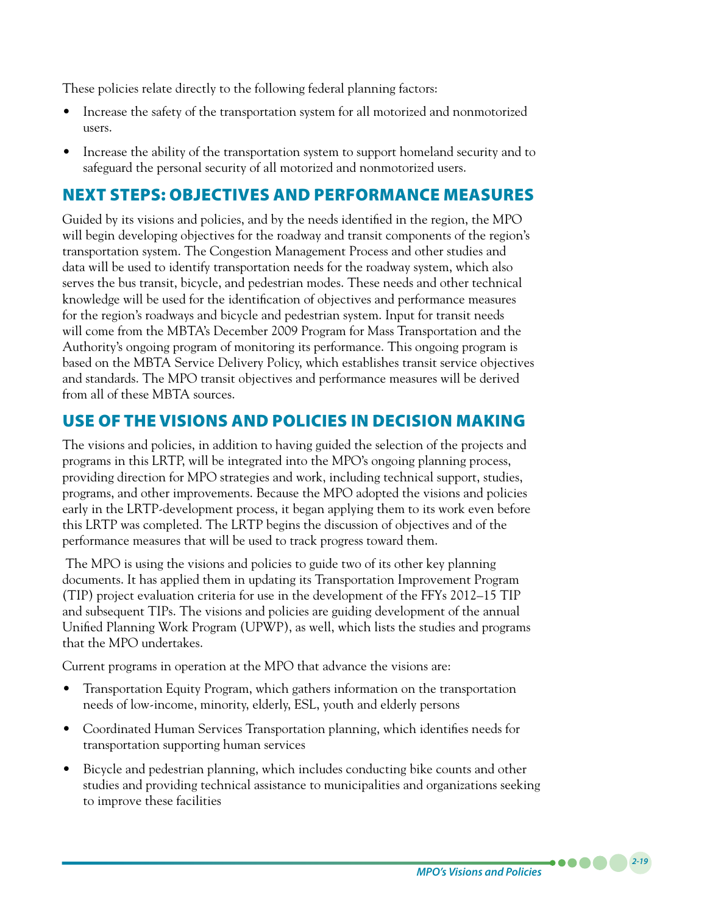These policies relate directly to the following federal planning factors:

- Increase the safety of the transportation system for all motorized and nonmotorized users.
- Increase the ability of the transportation system to support homeland security and to safeguard the personal security of all motorized and nonmotorized users.

## NEXT STEPS: OBJECTIVES AND PERFORMANCE MEASURES

Guided by its visions and policies, and by the needs identified in the region, the MPO will begin developing objectives for the roadway and transit components of the region's transportation system. The Congestion Management Process and other studies and data will be used to identify transportation needs for the roadway system, which also serves the bus transit, bicycle, and pedestrian modes. These needs and other technical knowledge will be used for the identification of objectives and performance measures for the region's roadways and bicycle and pedestrian system. Input for transit needs will come from the MBTA's December 2009 Program for Mass Transportation and the Authority's ongoing program of monitoring its performance. This ongoing program is based on the MBTA Service Delivery Policy, which establishes transit service objectives and standards. The MPO transit objectives and performance measures will be derived from all of these MBTA sources.

## USE OF THE VISIONS AND POLICIES IN DECISION MAKING

The visions and policies, in addition to having guided the selection of the projects and programs in this LRTP, will be integrated into the MPO's ongoing planning process, providing direction for MPO strategies and work, including technical support, studies, programs, and other improvements. Because the MPO adopted the visions and policies early in the LRTP-development process, it began applying them to its work even before this LRTP was completed. The LRTP begins the discussion of objectives and of the performance measures that will be used to track progress toward them.

The MPO is using the visions and policies to guide two of its other key planning documents. It has applied them in updating its Transportation Improvement Program (TIP) project evaluation criteria for use in the development of the FFYs 2012–15 TIP and subsequent TIPs. The visions and policies are guiding development of the annual Unified Planning Work Program (UPWP), as well, which lists the studies and programs that the MPO undertakes.

Current programs in operation at the MPO that advance the visions are:

- Transportation Equity Program, which gathers information on the transportation needs of low-income, minority, elderly, ESL, youth and elderly persons
- Coordinated Human Services Transportation planning, which identifies needs for transportation supporting human services
- Bicycle and pedestrian planning, which includes conducting bike counts and other studies and providing technical assistance to municipalities and organizations seeking to improve these facilities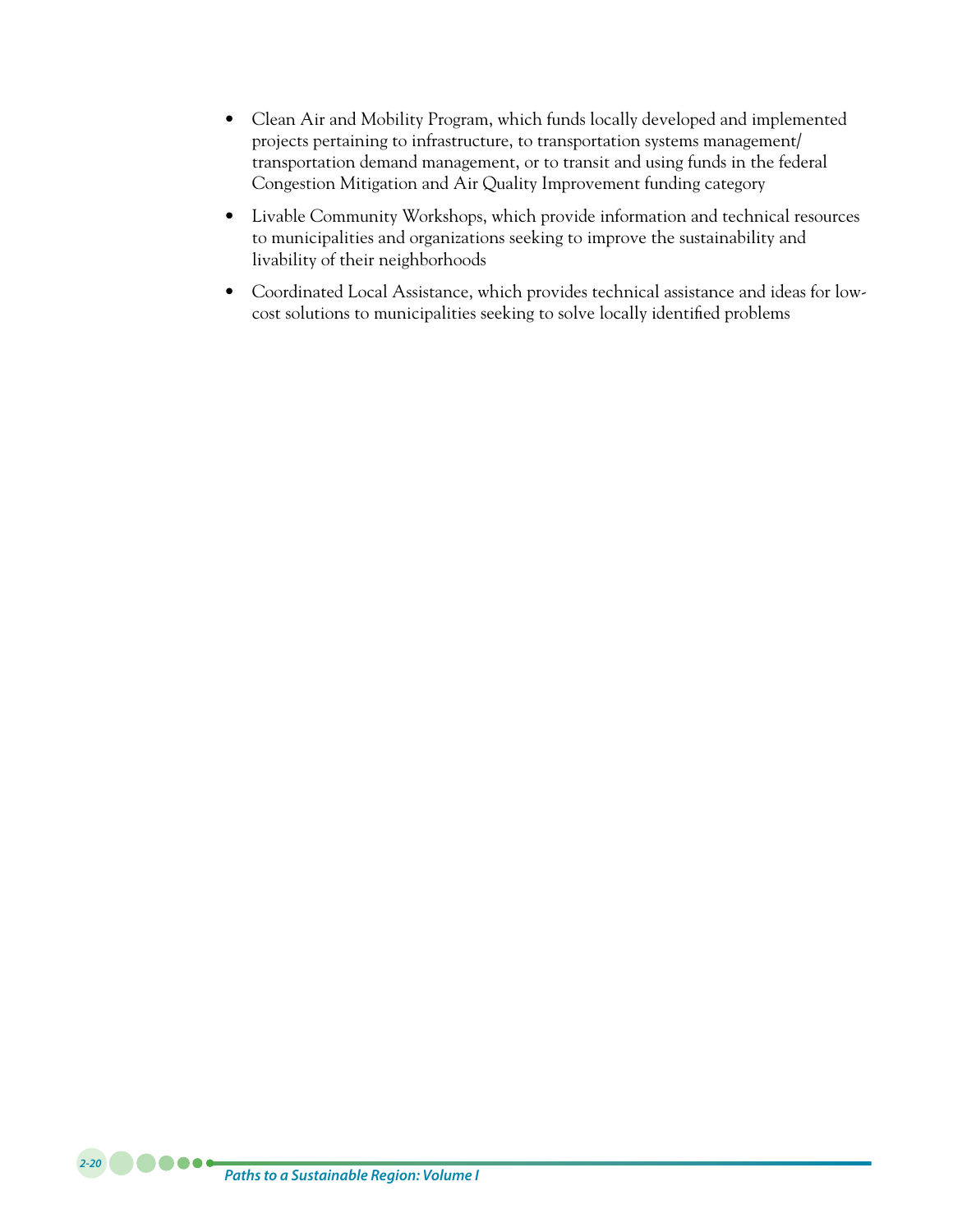- Clean Air and Mobility Program, which funds locally developed and implemented projects pertaining to infrastructure, to transportation systems management/ transportation demand management, or to transit and using funds in the federal Congestion Mitigation and Air Quality Improvement funding category
- Livable Community Workshops, which provide information and technical resources to municipalities and organizations seeking to improve the sustainability and livability of their neighborhoods
- Coordinated Local Assistance, which provides technical assistance and ideas for low-cost solutions to municipalities seeking to solve locally identified problems